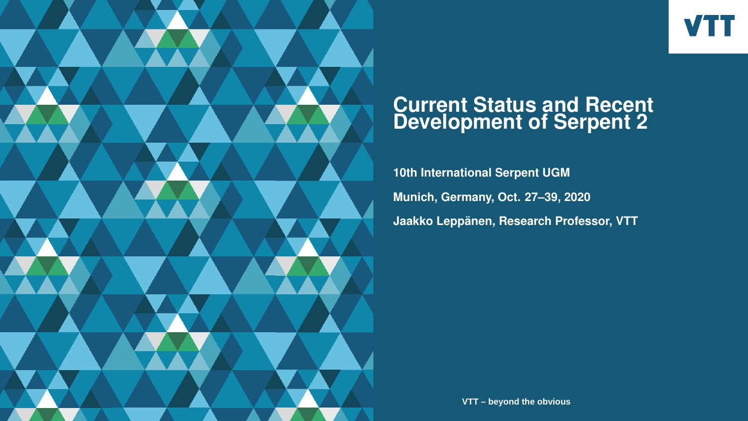# Current Status and Recent Development of Serpent 2

**10th International Serpent UGM**

**Munich, Germany, Oct. 27–39, 2020**

**Jaakko Leppänen, Research Professor, VTT**

VTT – beyond the obvious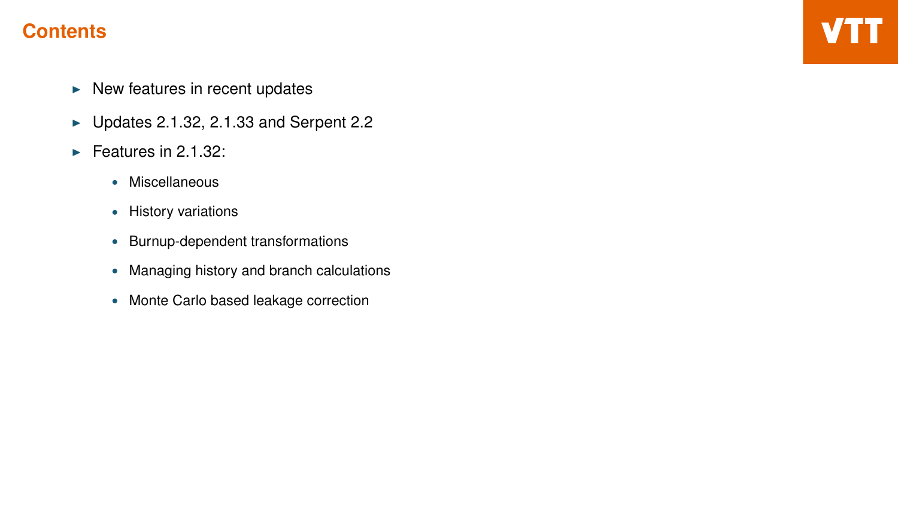# Contents

- New features in recent updates
- Updates 2.1.32, 2.1.33 and Serpent 2.2
- Features in 2.1.32:
  - Miscellaneous
  - History variations
  - Burnup-dependent transformations
  - Managing history and branch calculations
  - Monte Carlo based leakage correction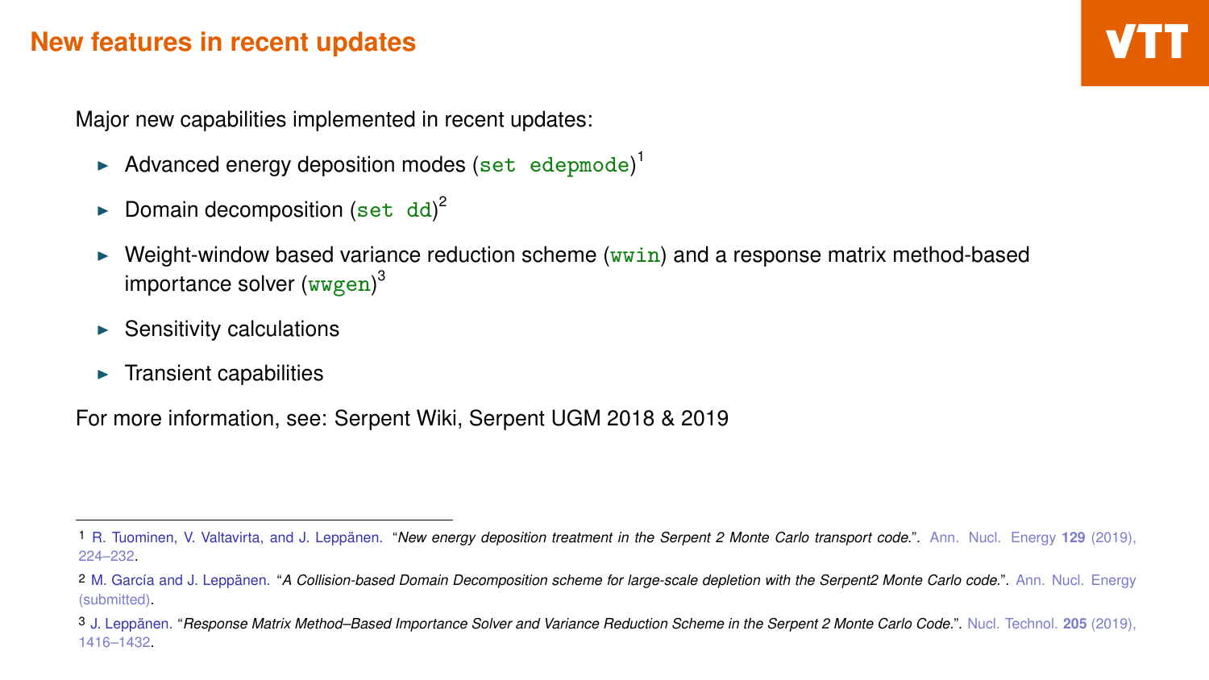# New features in recent updates

Major new capabilities implemented in recent updates:

- Advanced energy deposition modes (`set edepmode`)[1]
- Domain decomposition (`set dd`)[2]
- Weight-window based variance reduction scheme (`wwin`) and a response matrix method-based importance solver (`wwgen`)[3]
- Sensitivity calculations
- Transient capabilities

For more information, see: Serpent Wiki, Serpent UGM 2018 & 2019

---

[1] R. Tuominen, V. Valtavirta, and J. Leppänen. "*New energy deposition treatment in the Serpent 2 Monte Carlo transport code.*". Ann. Nucl. Energy **129** (2019), 224–232.

[2] M. García and J. Leppänen. "*A Collision-based Domain Decomposition scheme for large-scale depletion with the Serpent2 Monte Carlo code.*". Ann. Nucl. Energy (submitted).

[3] J. Leppänen. "*Response Matrix Method–Based Importance Solver and Variance Reduction Scheme in the Serpent 2 Monte Carlo Code.*". Nucl. Technol. **205** (2019), 1416–1432.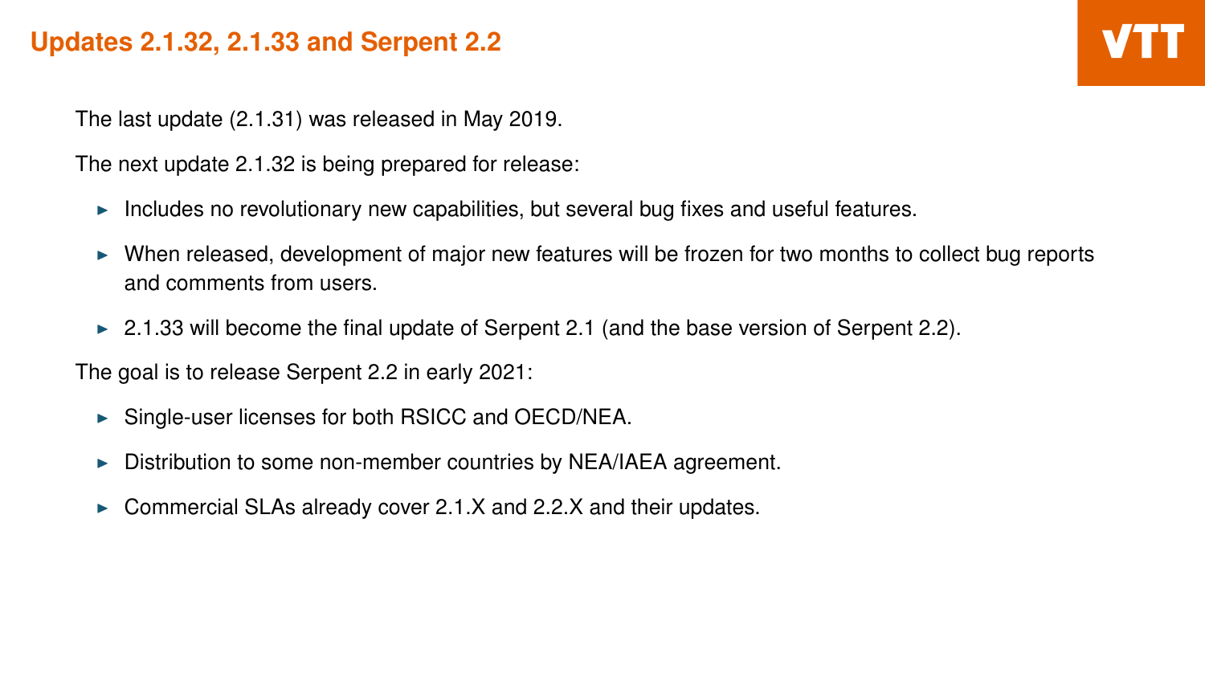# Updates 2.1.32, 2.1.33 and Serpent 2.2

The last update (2.1.31) was released in May 2019.

The next update 2.1.32 is being prepared for release:

- Includes no revolutionary new capabilities, but several bug fixes and useful features.
- When released, development of major new features will be frozen for two months to collect bug reports and comments from users.
- 2.1.33 will become the final update of Serpent 2.1 (and the base version of Serpent 2.2).

The goal is to release Serpent 2.2 in early 2021:

- Single-user licenses for both RSICC and OECD/NEA.
- Distribution to some non-member countries by NEA/IAEA agreement.
- Commercial SLAs already cover 2.1.X and 2.2.X and their updates.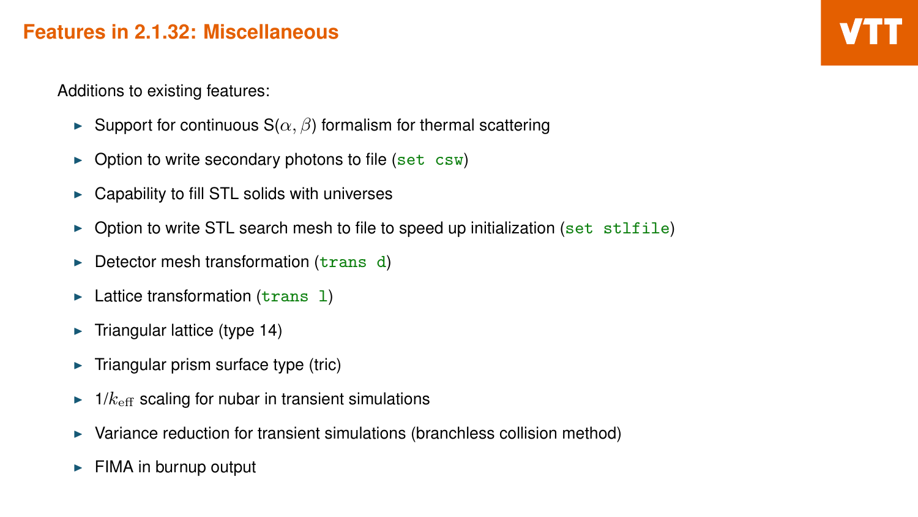# Features in 2.1.32: Miscellaneous

Additions to existing features:

- Support for continuous S($\alpha, \beta$) formalism for thermal scattering
- Option to write secondary photons to file (`set csw`)
- Capability to fill STL solids with universes
- Option to write STL search mesh to file to speed up initialization (`set stlfile`)
- Detector mesh transformation (`trans d`)
- Lattice transformation (`trans l`)
- Triangular lattice (type 14)
- Triangular prism surface type (tric)
- 1/$k_{\mathrm{eff}}$ scaling for nubar in transient simulations
- Variance reduction for transient simulations (branchless collision method)
- FIMA in burnup output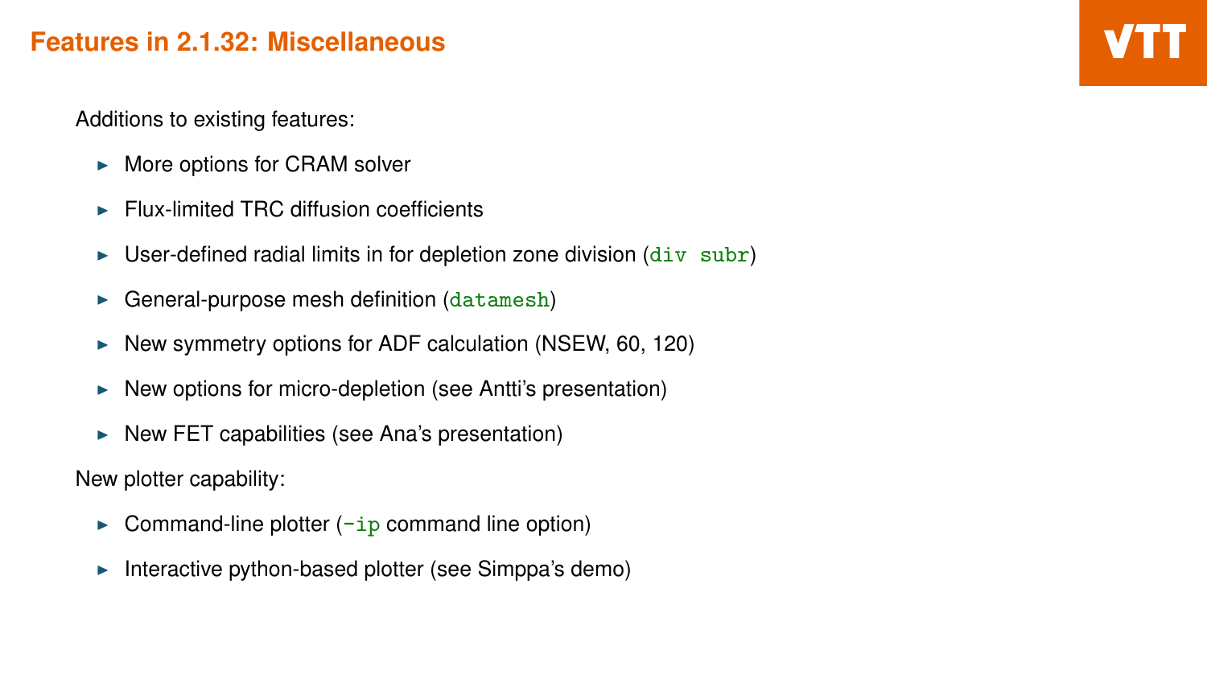## Features in 2.1.32: Miscellaneous

Additions to existing features:

- More options for CRAM solver
- Flux-limited TRC diffusion coefficients
- User-defined radial limits in for depletion zone division (`div subr`)
- General-purpose mesh definition (`datamesh`)
- New symmetry options for ADF calculation (NSEW, 60, 120)
- New options for micro-depletion (see Antti's presentation)
- New FET capabilities (see Ana's presentation)

New plotter capability:

- Command-line plotter (`-ip` command line option)
- Interactive python-based plotter (see Simppa's demo)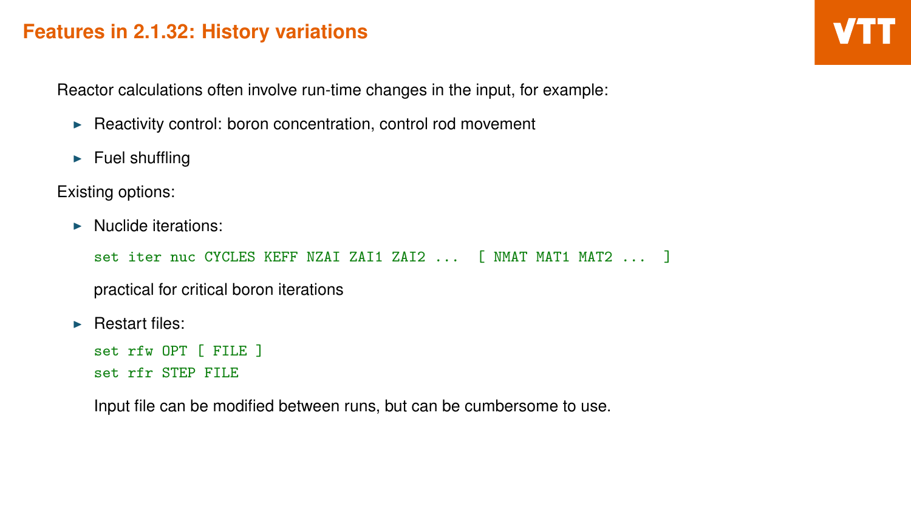# Features in 2.1.32: History variations

Reactor calculations often involve run-time changes in the input, for example:

- Reactivity control: boron concentration, control rod movement
- Fuel shuffling

Existing options:

- Nuclide iterations:

  ```
  set iter nuc CYCLES KEFF NZAI ZAI1 ZAI2 ...  [ NMAT MAT1 MAT2 ...  ]
  ```

  practical for critical boron iterations

- Restart files:

  ```
  set rfw OPT [ FILE ]
  set rfr STEP FILE
  ```

  Input file can be modified between runs, but can be cumbersome to use.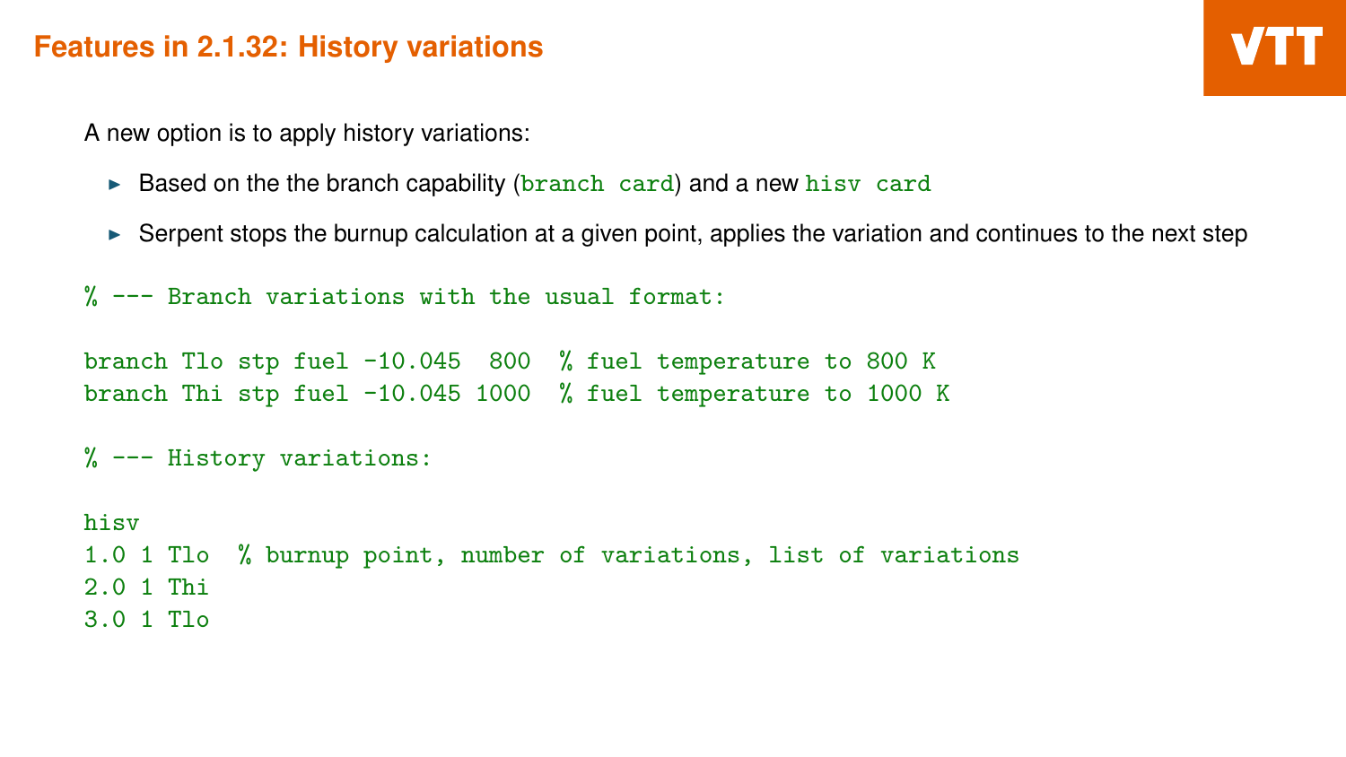## Features in 2.1.32: History variations

A new option is to apply history variations:

- Based on the the branch capability (`branch card`) and a new `hisv card`
- Serpent stops the burnup calculation at a given point, applies the variation and continues to the next step

```
% --- Branch variations with the usual format:

branch Tlo stp fuel -10.045  800  % fuel temperature to 800 K
branch Thi stp fuel -10.045 1000  % fuel temperature to 1000 K

% --- History variations:

hisv
1.0 1 Tlo  % burnup point, number of variations, list of variations
2.0 1 Thi
3.0 1 Tlo
```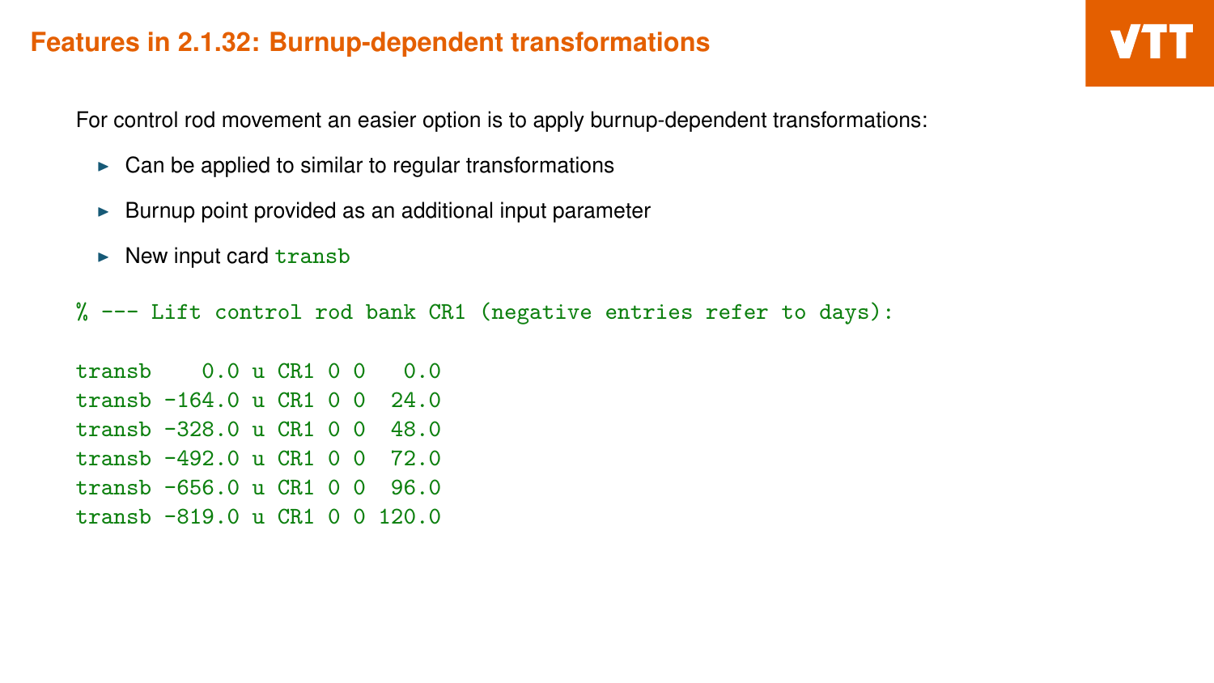# Features in 2.1.32: Burnup-dependent transformations

For control rod movement an easier option is to apply burnup-dependent transformations:

- Can be applied to similar to regular transformations
- Burnup point provided as an additional input parameter
- New input card `transsb`

```
% --- Lift control rod bank CR1 (negative entries refer to days):

transb    0.0 u CR1 0 0   0.0
transb -164.0 u CR1 0 0  24.0
transb -328.0 u CR1 0 0  48.0
transb -492.0 u CR1 0 0  72.0
transb -656.0 u CR1 0 0  96.0
transb -819.0 u CR1 0 0 120.0
```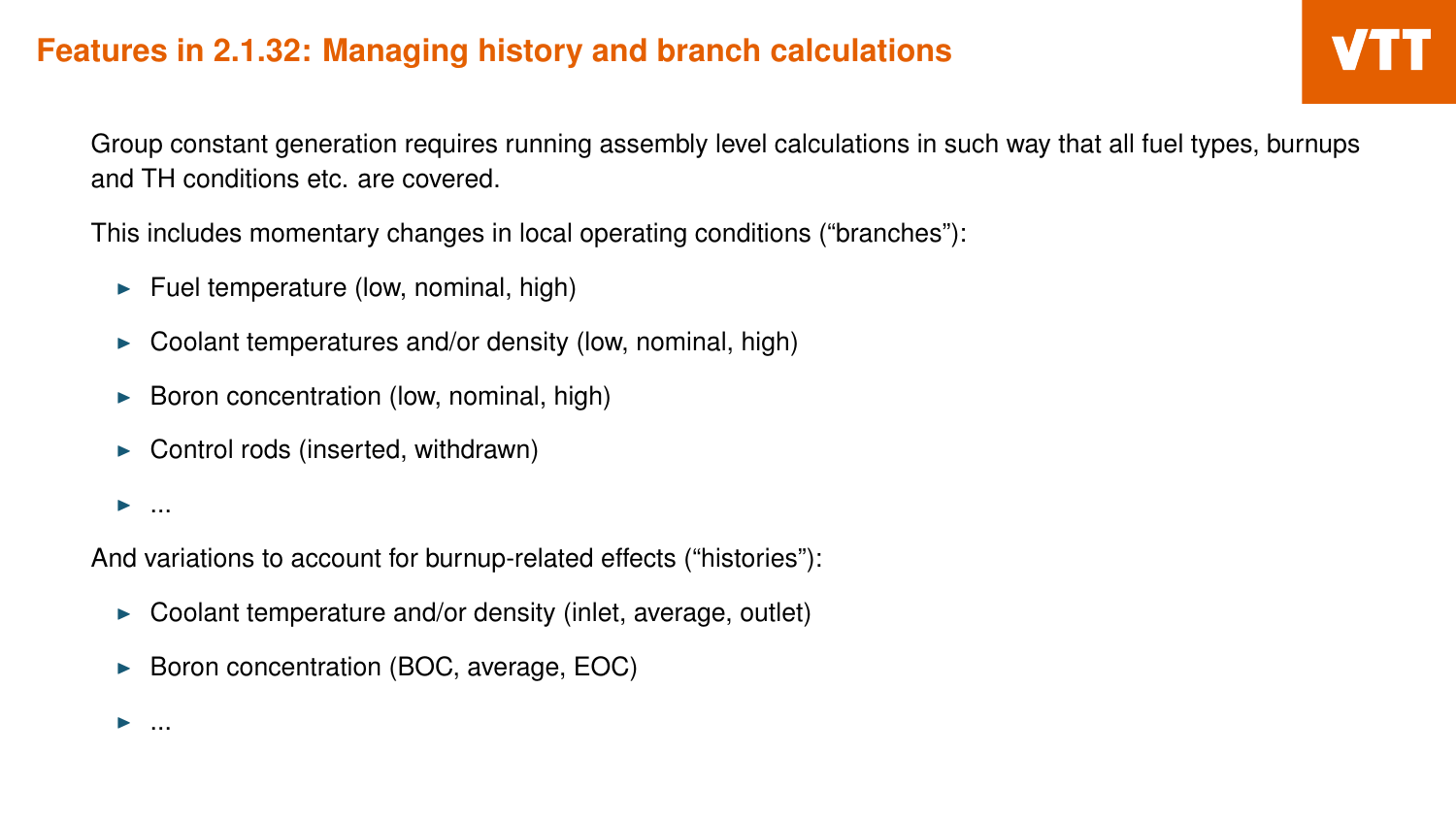## Features in 2.1.32: Managing history and branch calculations

Group constant generation requires running assembly level calculations in such way that all fuel types, burnups and TH conditions etc. are covered.

This includes momentary changes in local operating conditions (“branches”):

- Fuel temperature (low, nominal, high)
- Coolant temperatures and/or density (low, nominal, high)
- Boron concentration (low, nominal, high)
- Control rods (inserted, withdrawn)
- ...

And variations to account for burnup-related effects (“histories”):

- Coolant temperature and/or density (inlet, average, outlet)
- Boron concentration (BOC, average, EOC)
- ...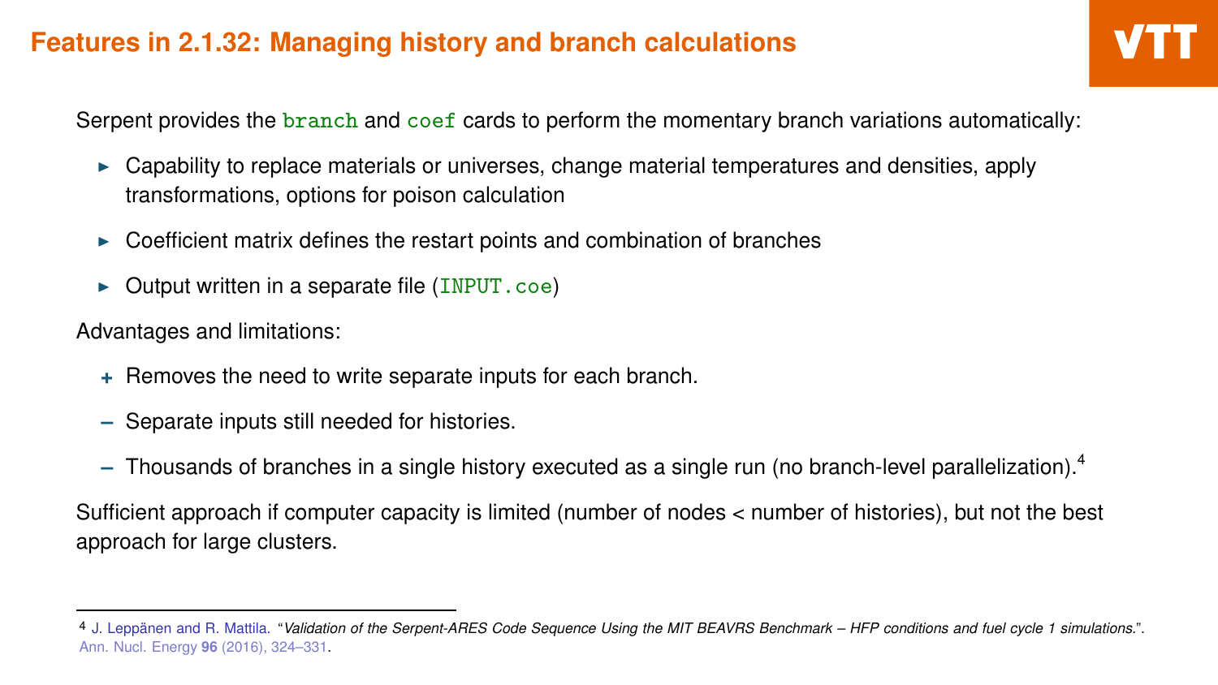# Features in 2.1.32: Managing history and branch calculations

Serpent provides the `branch` and `coef` cards to perform the momentary branch variations automatically:

- Capability to replace materials or universes, change material temperatures and densities, apply transformations, options for poison calculation
- Coefficient matrix defines the restart points and combination of branches
- Output written in a separate file (`INPUT.coe`)

Advantages and limitations:

+ Removes the need to write separate inputs for each branch.
– Separate inputs still needed for histories.
– Thousands of branches in a single history executed as a single run (no branch-level parallelization).[4]

Sufficient approach if computer capacity is limited (number of nodes < number of histories), but not the best approach for large clusters.

---

[4] J. Leppänen and R. Mattila. "*Validation of the Serpent-ARES Code Sequence Using the MIT BEAVRS Benchmark – HFP conditions and fuel cycle 1 simulations.*". Ann. Nucl. Energy **96** (2016), 324–331.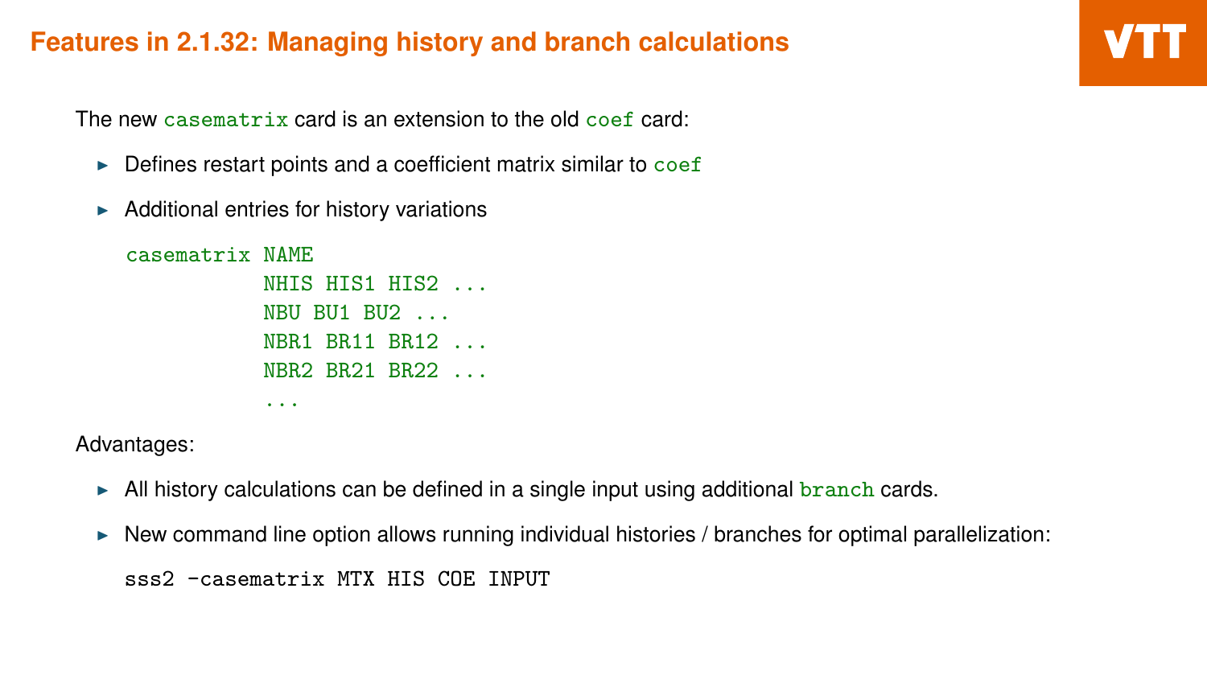# Features in 2.1.32: Managing history and branch calculations

The new `casematrix` card is an extension to the old `coef` card:

- Defines restart points and a coefficient matrix similar to `coef`
- Additional entries for history variations

```
casematrix NAME
           NHIS HIS1 HIS2 ...
           NBU BU1 BU2 ...
           NBR1 BR11 BR12 ...
           NBR2 BR21 BR22 ...
           ...
```

Advantages:

- All history calculations can be defined in a single input using additional `branch` cards.
- New command line option allows running individual histories / branches for optimal parallelization:

```
sss2 -casematrix MTX HIS COE INPUT
```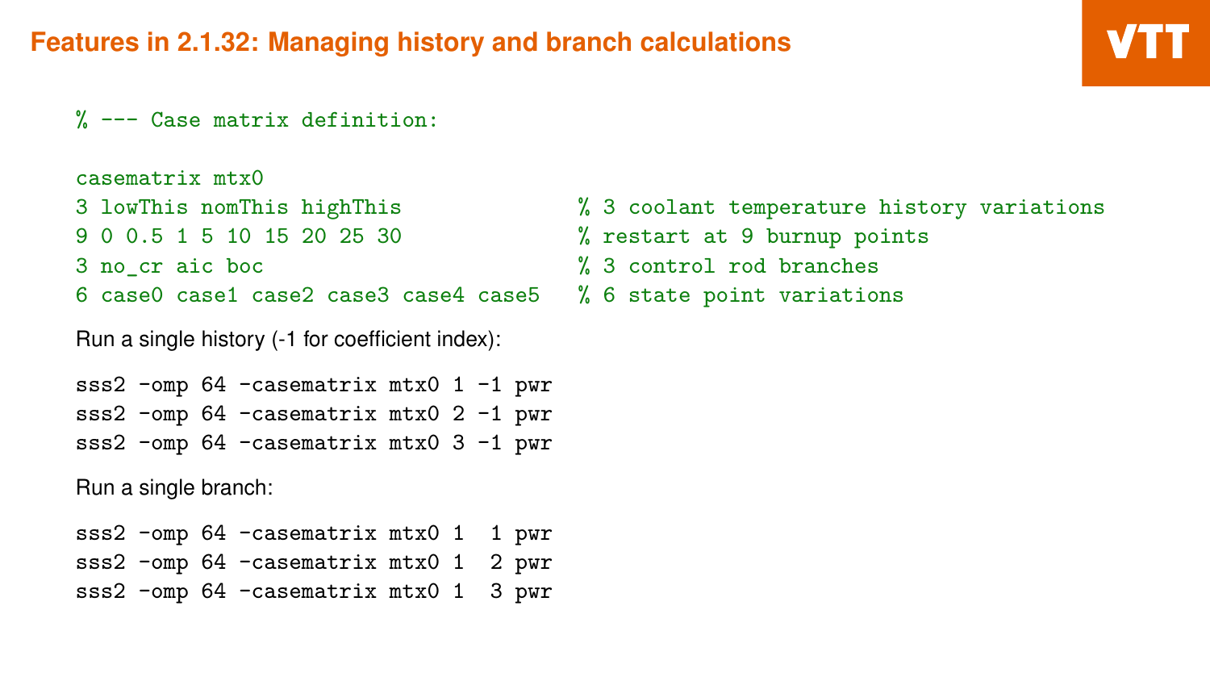## Features in 2.1.32: Managing history and branch calculations

```
% --- Case matrix definition:

casematrix mtx0
3 lowThis nomThis highThis               % 3 coolant temperature history variations
9 0 0.5 1 5 10 15 20 25 30               % restart at 9 burnup points
3 no_cr aic boc                          % 3 control rod branches
6 case0 case1 case2 case3 case4 case5    % 6 state point variations
```

Run a single history (-1 for coefficient index):

```
sss2 -omp 64 -casematrix mtx0 1 -1 pwr
sss2 -omp 64 -casematrix mtx0 2 -1 pwr
sss2 -omp 64 -casematrix mtx0 3 -1 pwr
```

Run a single branch:

```
sss2 -omp 64 -casematrix mtx0 1  1 pwr
sss2 -omp 64 -casematrix mtx0 1  2 pwr
sss2 -omp 64 -casematrix mtx0 1  3 pwr
```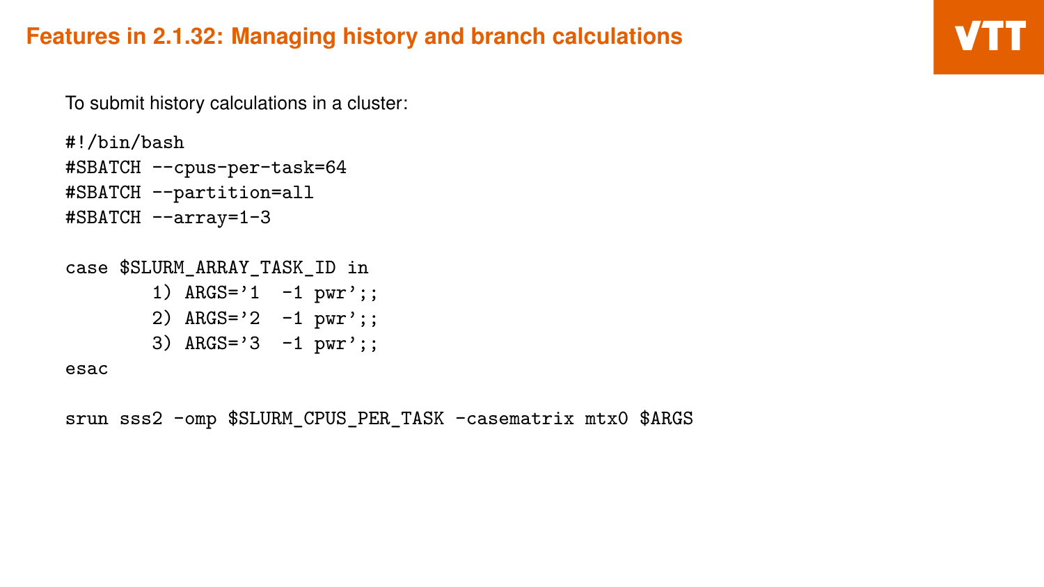# Features in 2.1.32: Managing history and branch calculations

To submit history calculations in a cluster:

```
#!/bin/bash
#SBATCH --cpus-per-task=64
#SBATCH --partition=all
#SBATCH --array=1-3

case $SLURM_ARRAY_TASK_ID in
        1) ARGS='1  -1 pwr';;
        2) ARGS='2  -1 pwr';;
        3) ARGS='3  -1 pwr';;
esac

srun sss2 -omp $SLURM_CPUS_PER_TASK -casematrix mtx0 $ARGS
```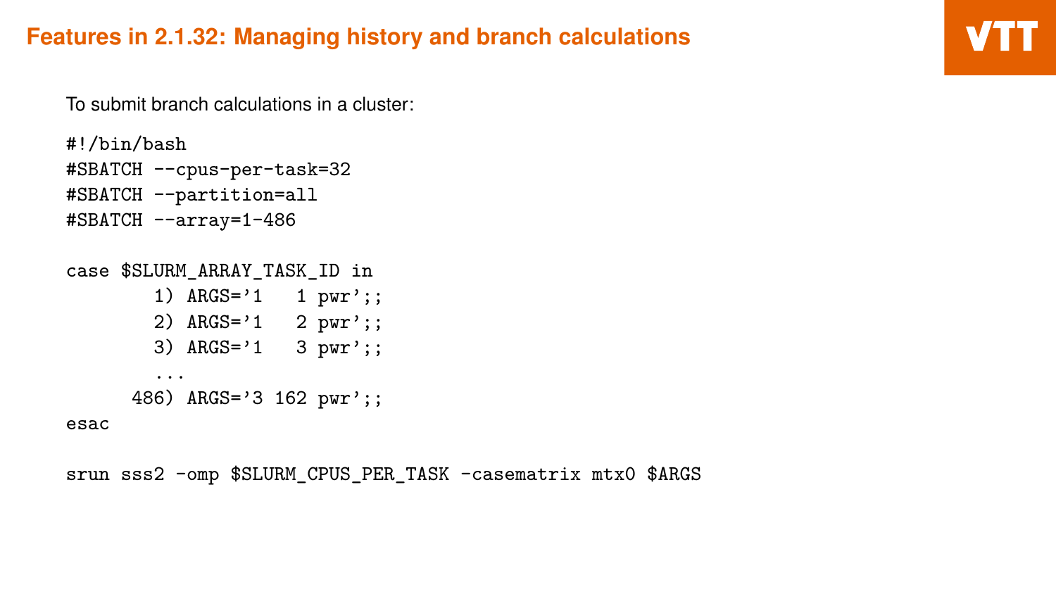## Features in 2.1.32: Managing history and branch calculations

To submit branch calculations in a cluster:

```
#!/bin/bash
#SBATCH --cpus-per-task=32
#SBATCH --partition=all
#SBATCH --array=1-486

case $SLURM_ARRAY_TASK_ID in
        1) ARGS='1   1 pwr';;
        2) ARGS='1   2 pwr';;
        3) ARGS='1   3 pwr';;
        ...
      486) ARGS='3 162 pwr';;
esac

srun sss2 -omp $SLURM_CPUS_PER_TASK -casematrix mtx0 $ARGS
```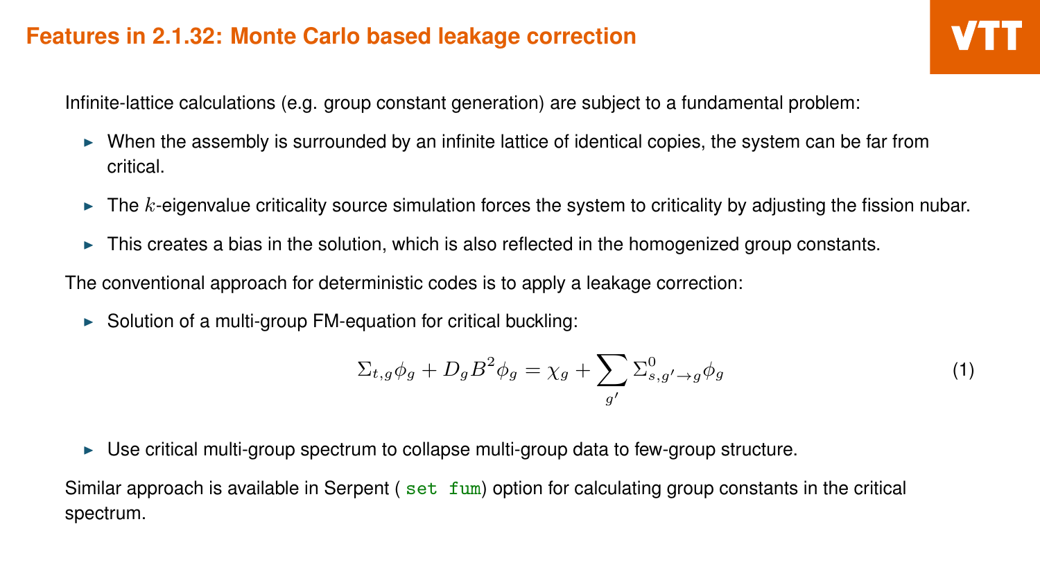# Features in 2.1.32: Monte Carlo based leakage correction

Infinite-lattice calculations (e.g. group constant generation) are subject to a fundamental problem:

- When the assembly is surrounded by an infinite lattice of identical copies, the system can be far from critical.
- The $k$-eigenvalue criticality source simulation forces the system to criticality by adjusting the fission nubar.
- This creates a bias in the solution, which is also reflected in the homogenized group constants.

The conventional approach for deterministic codes is to apply a leakage correction:

- Solution of a multi-group FM-equation for critical buckling:

$$\Sigma_{t,g}\phi_g + D_g B^2 \phi_g = \chi_g + \sum_{g'} \Sigma^0_{s,g'\to g}\phi_g \tag{1}$$

- Use critical multi-group spectrum to collapse multi-group data to few-group structure.

Similar approach is available in Serpent ( `set fum`) option for calculating group constants in the critical spectrum.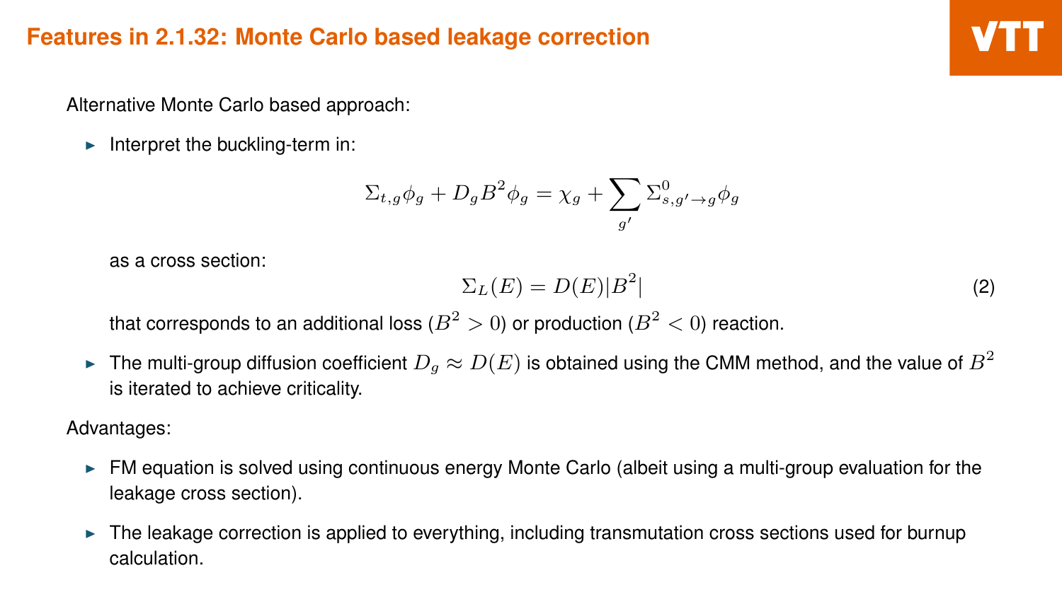## Features in 2.1.32: Monte Carlo based leakage correction

Alternative Monte Carlo based approach:

- Interpret the buckling-term in:

  $$\Sigma_{t,g}\phi_g + D_g B^2 \phi_g = \chi_g + \sum_{g'} \Sigma^0_{s,g'\to g}\phi_g$$

  as a cross section:

  $$\Sigma_L(E) = D(E)|B^2| \tag{2}$$

  that corresponds to an additional loss ($B^2 > 0$) or production ($B^2 < 0$) reaction.

- The multi-group diffusion coefficient $D_g \approx D(E)$ is obtained using the CMM method, and the value of $B^2$ is iterated to achieve criticality.

Advantages:

- FM equation is solved using continuous energy Monte Carlo (albeit using a multi-group evaluation for the leakage cross section).
- The leakage correction is applied to everything, including transmutation cross sections used for burnup calculation.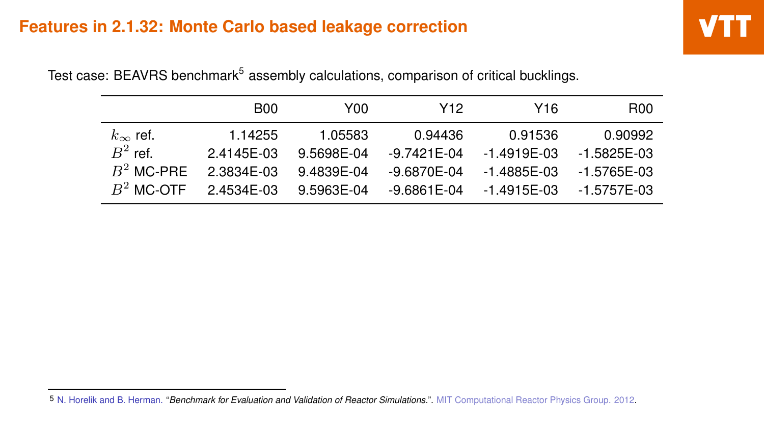# Features in 2.1.32: Monte Carlo based leakage correction

Test case: BEAVRS benchmark[5] assembly calculations, comparison of critical bucklings.

| | B00 | Y00 | Y12 | Y16 | R00 |
|---|---|---|---|---|---|
| $k_{\infty}$ ref. | 1.14255 | 1.05583 | 0.94436 | 0.91536 | 0.90992 |
| $B^2$ ref. | 2.4145E-03 | 9.5698E-04 | -9.7421E-04 | -1.4919E-03 | -1.5825E-03 |
| $B^2$ MC-PRE | 2.3834E-03 | 9.4839E-04 | -9.6870E-04 | -1.4885E-03 | -1.5765E-03 |
| $B^2$ MC-OTF | 2.4534E-03 | 9.5963E-04 | -9.6861E-04 | -1.4915E-03 | -1.5757E-03 |

[5] N. Horelik and B. Herman. "*Benchmark for Evaluation and Validation of Reactor Simulations.*". MIT Computational Reactor Physics Group. 2012.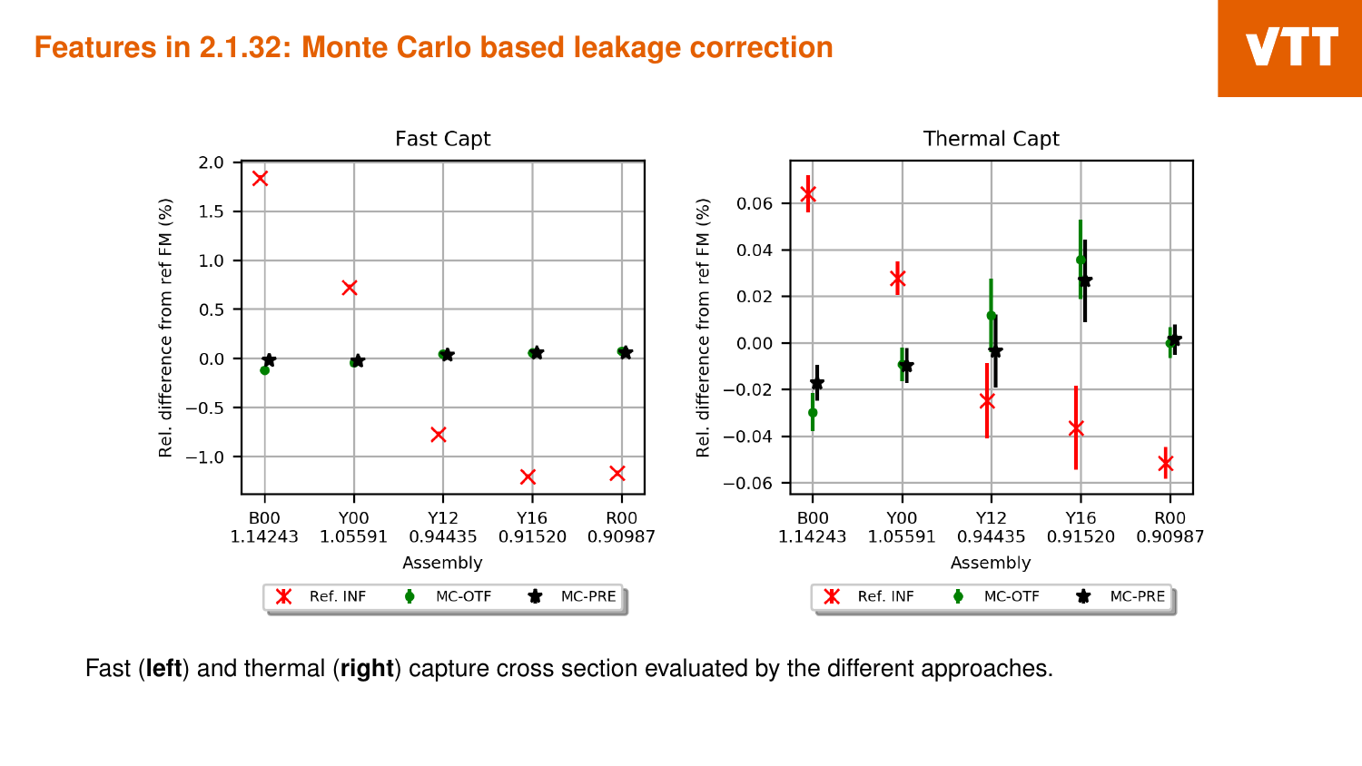# Features in 2.1.32: Monte Carlo based leakage correction

Fast (**left**) and thermal (**right**) capture cross section evaluated by the different approaches.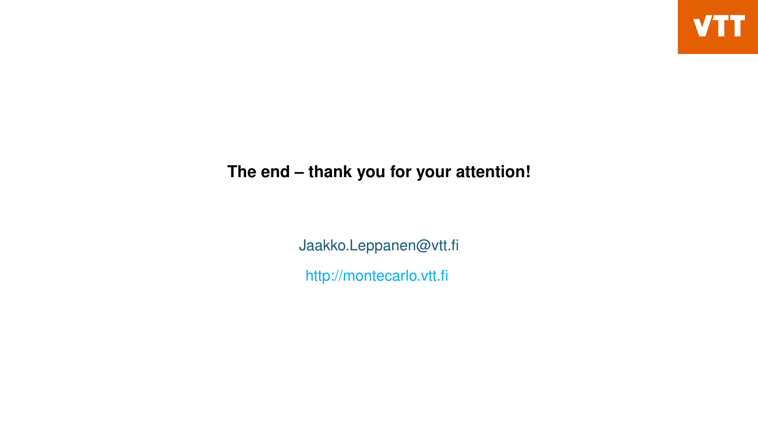**The end – thank you for your attention!**

Jaakko.Leppanen@vtt.fi

http://montecarlo.vtt.fi